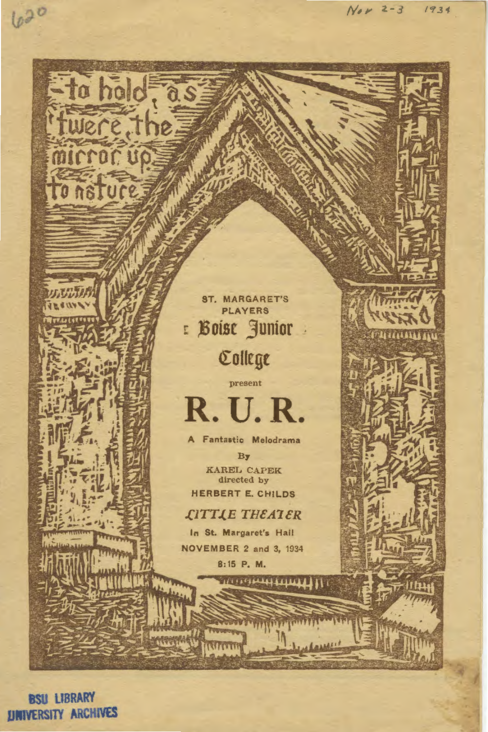620

Nov 2-3 1934

-to hold, as 'twere, the mirror up to nature

ST. MARGARET'S PLAYERS

Boise Junior College

present

# R. U. R.

A Fantastic Melodrama

By

KAREL CAPEK

directed by

HERBERT E. CHILDS

*LITTLE THEATER*

In St. Margaret's Hall

NOVEMBER 2 and 3, 1934

8:15 P. M.

BSU LIBRARY
UNIVERSITY ARCHIVES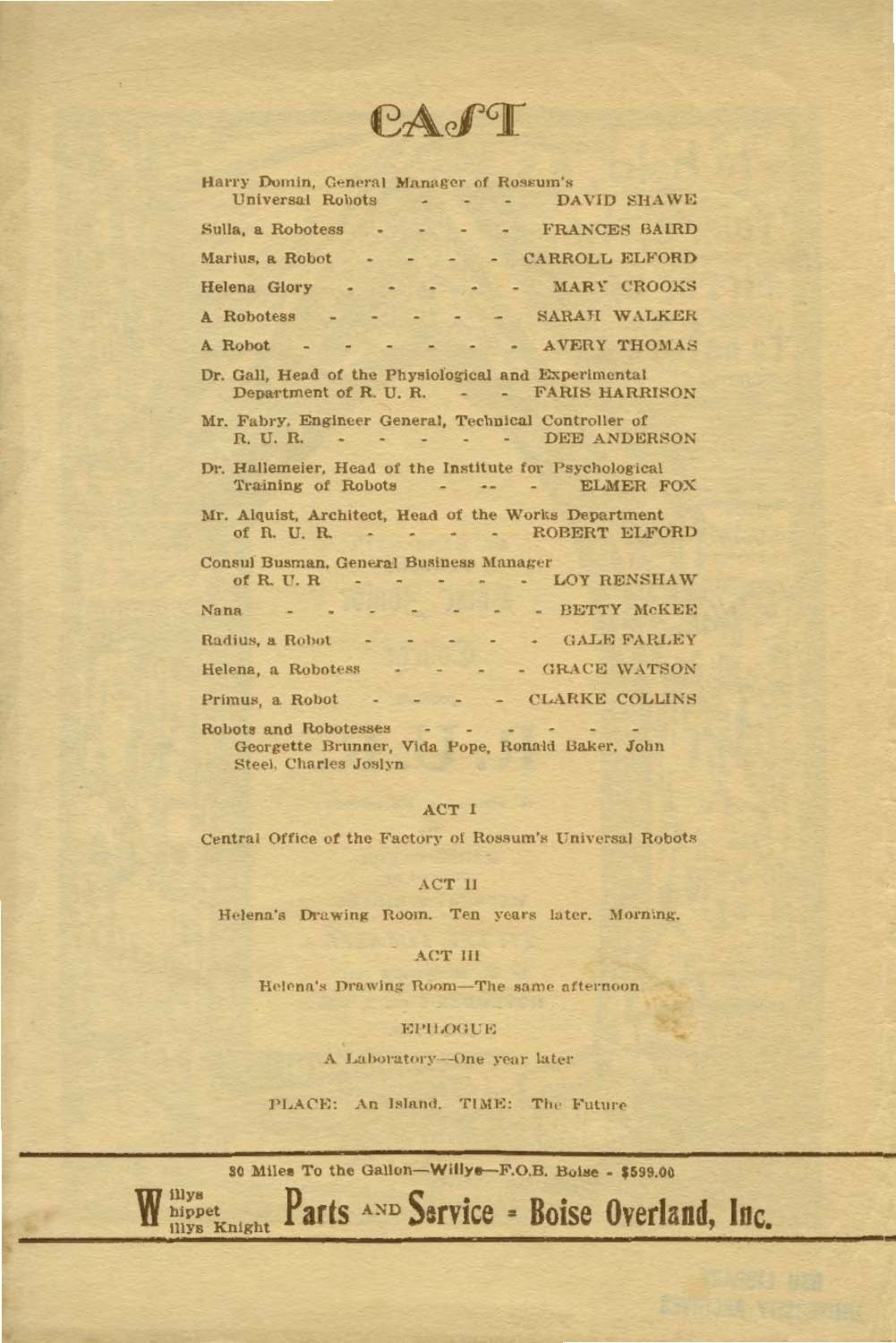# CAST

Harry Domin, General Manager of Rossum's Universal Robots - - - DAVID SHAWE

Sulla, a Robotess - - - - FRANCES BAIRD

Marius, a Robot - - - - CARROLL ELFORD

Helena Glory - - - - - MARY CROOKS

A Robotess - - - - - SARAH WALKER

A Robot - - - - - - AVERY THOMAS

Dr. Gall, Head of the Physiological and Experimental Department of R. U. R. - - FARIS HARRISON

Mr. Fabry, Engineer General, Technical Controller of R. U. R. - - - - - - DEE ANDERSON

Dr. Hallemeier, Head of the Institute for Psychological Training of Robots - -- - ELMER FOX

Mr. Alquist, Architect, Head of the Works Department of R. U. R. - - - - ROBERT ELFORD

Consul Busman, General Business Manager of R. U. R - - - - - LOY RENSHAW

Nana - - - - - - - BETTY McKEE

Radius, a Robot - - - - - GALE FARLEY

Helena, a Robotess - - - - GRACE WATSON

Primus, a Robot - - - - CLARKE COLLINS

Robots and Robotesses - - - - - -
Georgette Brunner, Vida Pope, Ronald Baker, John Steel, Charles Joslyn

ACT I

Central Office of the Factory of Rossum's Universal Robots

ACT II

Helena's Drawing Room. Ten years later. Morning.

ACT III

Helena's Drawing Room—The same afternoon

EPILOGUE

A Laboratory—One year later

PLACE: An Island. TIME: The Future

---

30 Miles To the Gallon—Willys—F.O.B. Boise - $599.00

Willys Whippet Willys Knight **Parts AND Service - Boise Overland, Inc.**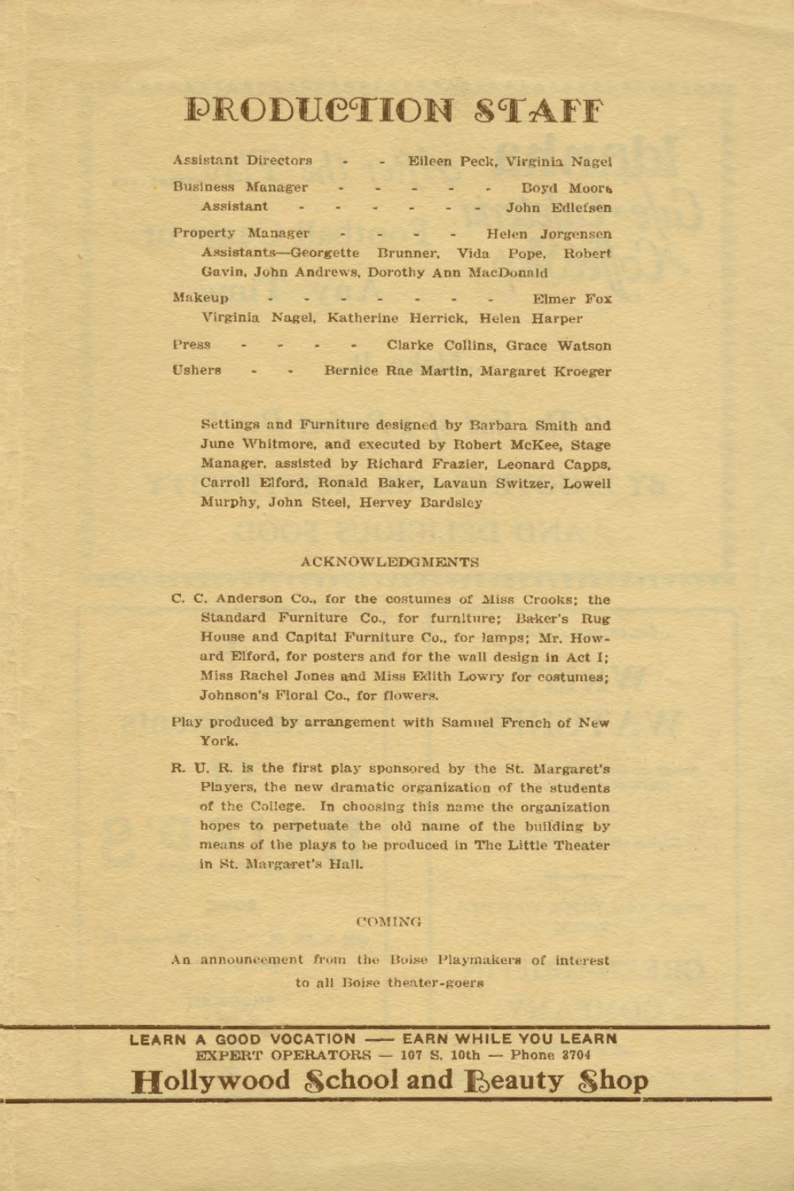# PRODUCTION STAFF

Assistant Directors - - Eileen Peck, Virginia Nagel

Business Manager - - - - - - Boyd Moore

Assistant - - - - - - - John Edlefsen

Property Manager - - - - - Helen Jorgensen

Assistants—Georgette Brunner, Vida Pope, Robert Gavin, John Andrews, Dorothy Ann MacDonald

Makeup - - - - - - - - - Elmer Fox

Virginia Nagel, Katherine Herrick, Helen Harper

Press - - - - - Clarke Collins, Grace Watson

Ushers - - Bernice Rae Martin, Margaret Kroeger

Settings and Furniture designed by Barbara Smith and June Whitmore, and executed by Robert McKee, Stage Manager, assisted by Richard Frazier, Leonard Capps, Carroll Elford, Ronald Baker, Lavaun Switzer, Lowell Murphy, John Steel, Hervey Bardsley

### ACKNOWLEDGMENTS

C. C. Anderson Co., for the costumes of Miss Crooks; the Standard Furniture Co., for furniture; Baker's Rug House and Capital Furniture Co., for lamps; Mr. Howard Elford, for posters and for the wall design in Act I; Miss Rachel Jones and Miss Edith Lowry for costumes; Johnson's Floral Co., for flowers.

Play produced by arrangement with Samuel French of New York.

R. U. R. is the first play sponsored by the St. Margaret's Players, the new dramatic organization of the students of the College. In choosing this name the organization hopes to perpetuate the old name of the building by means of the plays to be produced in The Little Theater in St. Margaret's Hall.

### COMING

An announcement from the Boise Playmakers of interest to all Boise theater-goers

---

LEARN A GOOD VOCATION —— EARN WHILE YOU LEARN

EXPERT OPERATORS — 107 S. 10th — Phone 3704

**Hollywood School and Beauty Shop**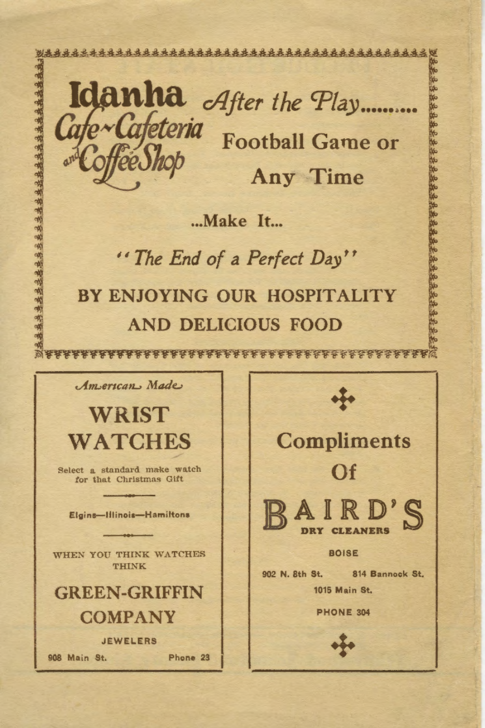# Idanha Cafe~Cafeteria and Coffee Shop

*After the Play..........*

**Football Game or**

**Any Time**

**...Make It...**

***"The End of a Perfect Day"***

**BY ENJOYING OUR HOSPITALITY AND DELICIOUS FOOD**

---

*American Made*

## WRIST WATCHES

Select a standard make watch for that Christmas Gift

Elgins—Illinois—Hamiltons

WHEN YOU THINK WATCHES THINK

## GREEN-GRIFFIN COMPANY

JEWELERS

908 Main St. Phone 23

---

## Compliments Of

## BAIRD'S

DRY CLEANERS

BOISE

902 N. 8th St. 814 Bannock St.

1015 Main St.

PHONE 304